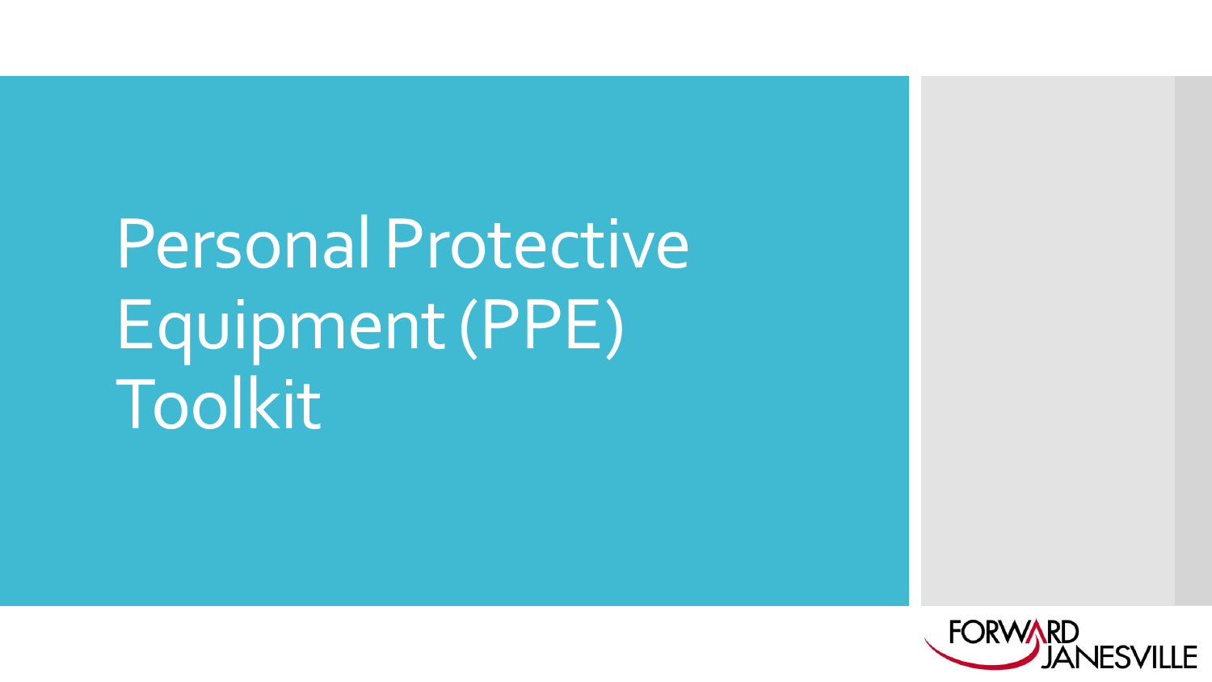# Personal Protective Equipment (PPE) Toolkit

FORWARD JANESVILLE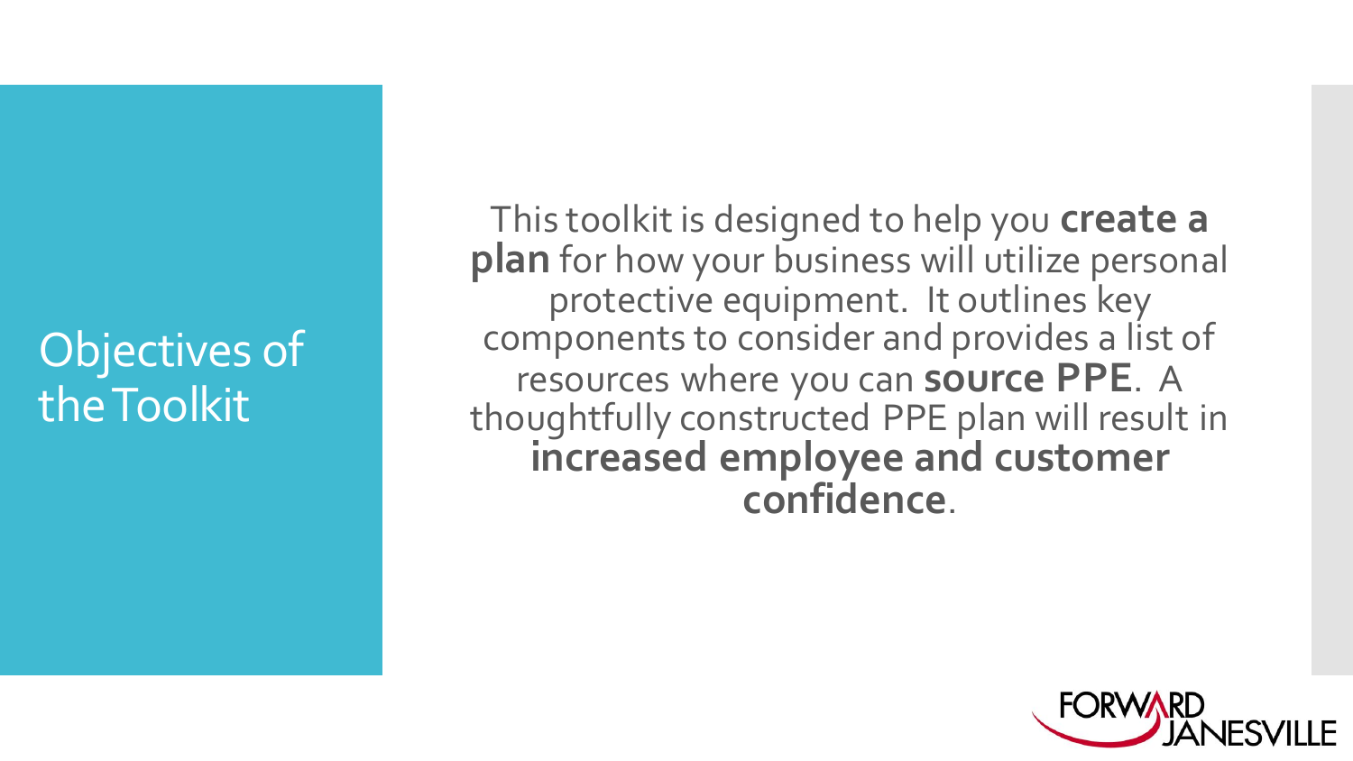# Objectives of the Toolkit

This toolkit is designed to help you **create a plan** for how your business will utilize personal protective equipment. It outlines key components to consider and provides a list of resources where you can **source PPE**. A thoughtfully constructed PPE plan will result in **increased employee and customer confidence**.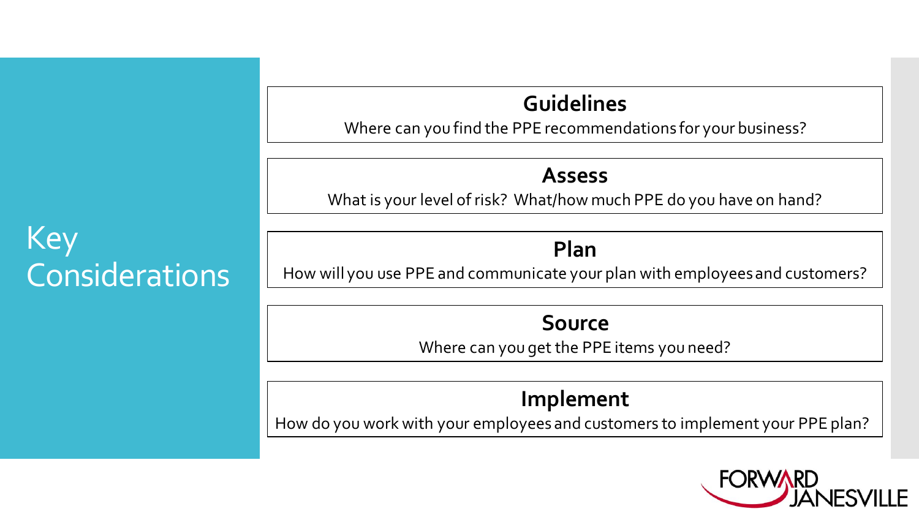# Key Considerations

### Guidelines

Where can you find the PPE recommendations for your business?

### Assess

What is your level of risk? What/how much PPE do you have on hand?

### Plan

How will you use PPE and communicate your plan with employees and customers?

### Source

Where can you get the PPE items you need?

### Implement

How do you work with your employees and customers to implement your PPE plan?

FORWARD JANESVILLE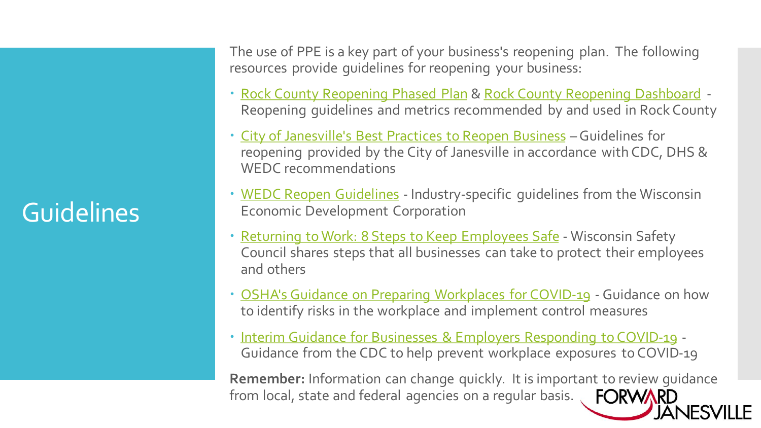# Guidelines

The use of PPE is a key part of your business's reopening plan. The following resources provide guidelines for reopening your business:

- Rock County Reopening Phased Plan & Rock County Reopening Dashboard - Reopening guidelines and metrics recommended by and used in Rock County
- City of Janesville's Best Practices to Reopen Business – Guidelines for reopening provided by the City of Janesville in accordance with CDC, DHS & WEDC recommendations
- WEDC Reopen Guidelines - Industry-specific guidelines from the Wisconsin Economic Development Corporation
- Returning to Work: 8 Steps to Keep Employees Safe - Wisconsin Safety Council shares steps that all businesses can take to protect their employees and others
- OSHA's Guidance on Preparing Workplaces for COVID-19 - Guidance on how to identify risks in the workplace and implement control measures
- Interim Guidance for Businesses & Employers Responding to COVID-19 - Guidance from the CDC to help prevent workplace exposures to COVID-19

**Remember:** Information can change quickly. It is important to review guidance from local, state and federal agencies on a regular basis.

FORWARD JANESVILLE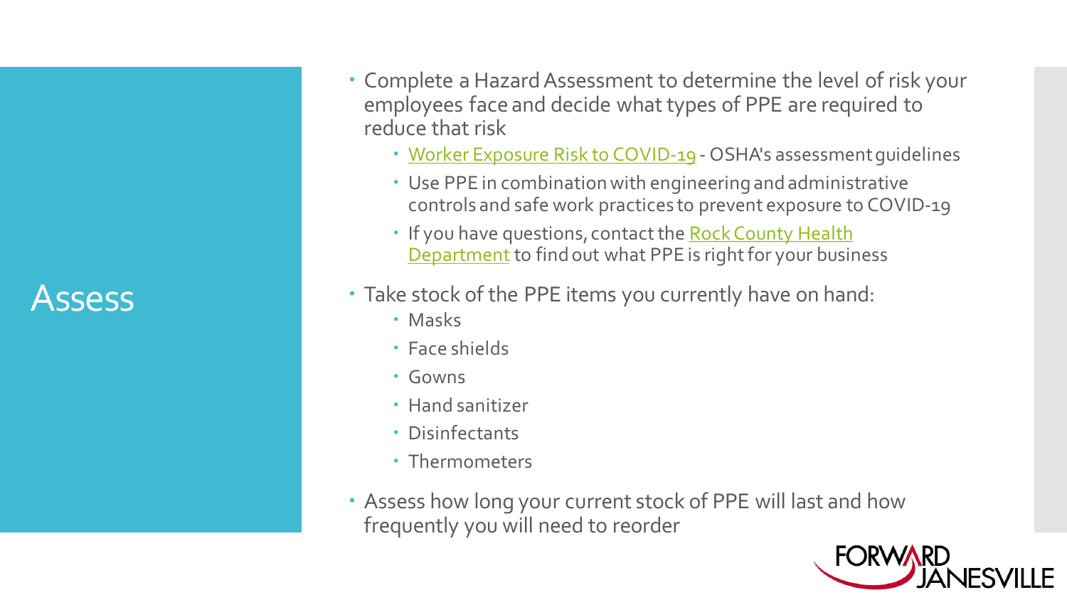# Assess

- Complete a Hazard Assessment to determine the level of risk your employees face and decide what types of PPE are required to reduce that risk
  - Worker Exposure Risk to COVID-19 - OSHA's assessment guidelines
  - Use PPE in combination with engineering and administrative controls and safe work practices to prevent exposure to COVID-19
  - If you have questions, contact the Rock County Health Department to find out what PPE is right for your business
- Take stock of the PPE items you currently have on hand:
  - Masks
  - Face shields
  - Gowns
  - Hand sanitizer
  - Disinfectants
  - Thermometers
- Assess how long your current stock of PPE will last and how frequently you will need to reorder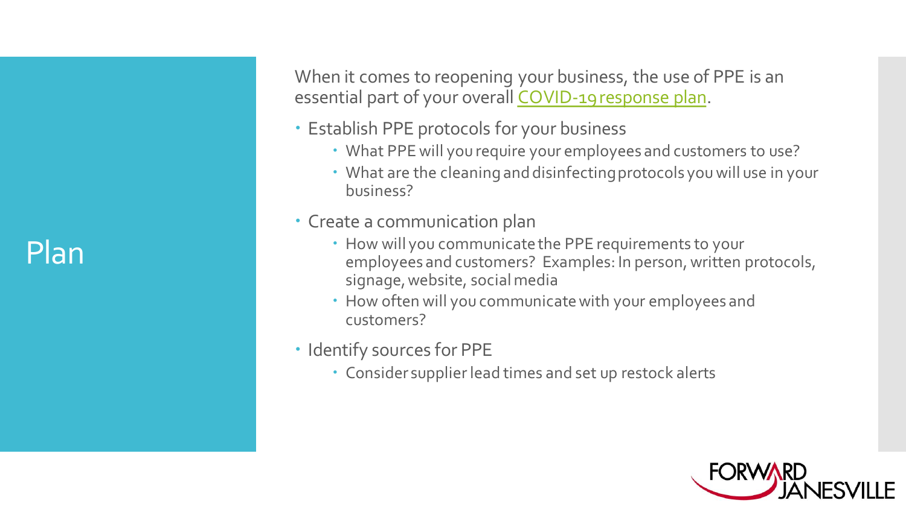# Plan

When it comes to reopening your business, the use of PPE is an essential part of your overall [COVID-19 response plan].

- Establish PPE protocols for your business
  - What PPE will you require your employees and customers to use?
  - What are the cleaning and disinfecting protocols you will use in your business?
- Create a communication plan
  - How will you communicate the PPE requirements to your employees and customers? Examples: In person, written protocols, signage, website, social media
  - How often will you communicate with your employees and customers?
- Identify sources for PPE
  - Consider supplier lead times and set up restock alerts

FORWARD JANESVILLE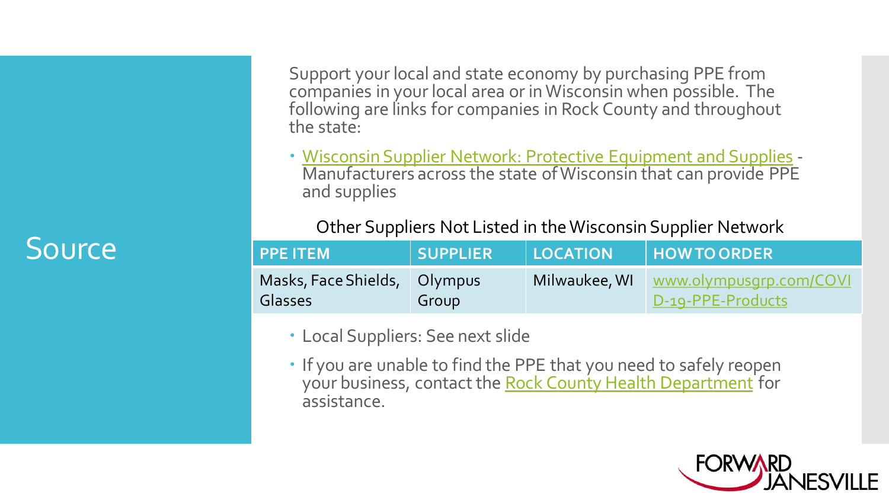# Source

Support your local and state economy by purchasing PPE from companies in your local area or in Wisconsin when possible. The following are links for companies in Rock County and throughout the state:

- Wisconsin Supplier Network: Protective Equipment and Supplies - Manufacturers across the state of Wisconsin that can provide PPE and supplies

Other Suppliers Not Listed in the Wisconsin Supplier Network

| PPE ITEM | SUPPLIER | LOCATION | HOW TO ORDER |
| --- | --- | --- | --- |
| Masks, Face Shields, Glasses | Olympus Group | Milwaukee, WI | www.olympusgrp.com/COVID-19-PPE-Products |

- Local Suppliers: See next slide
- If you are unable to find the PPE that you need to safely reopen your business, contact the Rock County Health Department for assistance.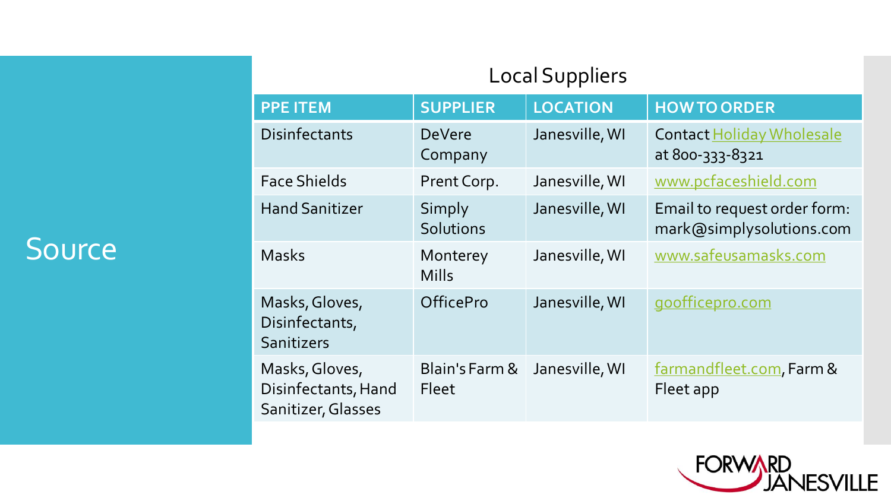# Source

## Local Suppliers

| PPE ITEM | SUPPLIER | LOCATION | HOW TO ORDER |
|---|---|---|---|
| Disinfectants | DeVere Company | Janesville, WI | Contact Holiday Wholesale at 800-333-8321 |
| Face Shields | Prent Corp. | Janesville, WI | www.pcfaceshield.com |
| Hand Sanitizer | Simply Solutions | Janesville, WI | Email to request order form: mark@simplysolutions.com |
| Masks | Monterey Mills | Janesville, WI | www.safeusamasks.com |
| Masks, Gloves, Disinfectants, Sanitizers | OfficePro | Janesville, WI | goofficepro.com |
| Masks, Gloves, Disinfectants, Hand Sanitizer, Glasses | Blain's Farm & Fleet | Janesville, WI | farmandfleet.com, Farm & Fleet app |

FORWARD JANESVILLE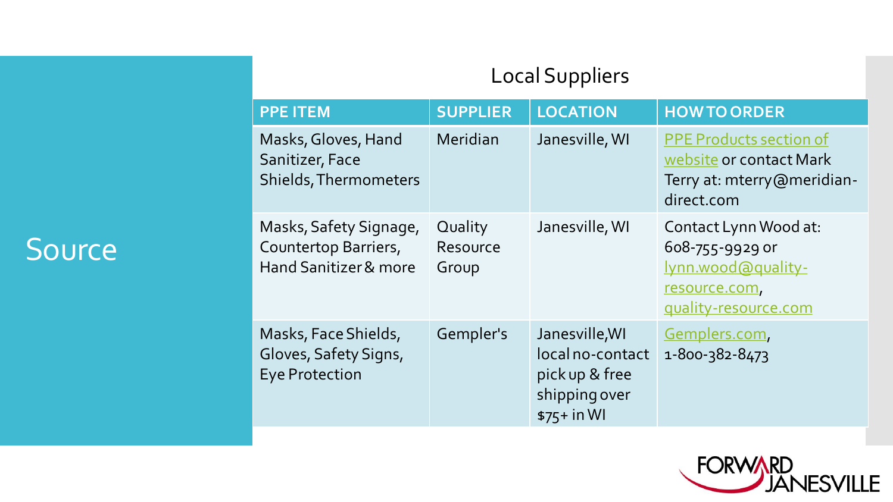# Source

## Local Suppliers

| PPE ITEM | SUPPLIER | LOCATION | HOW TO ORDER |
|---|---|---|---|
| Masks, Gloves, Hand Sanitizer, Face Shields, Thermometers | Meridian | Janesville, WI | PPE Products section of website or contact Mark Terry at: mterry@meridian-direct.com |
| Masks, Safety Signage, Countertop Barriers, Hand Sanitizer & more | Quality Resource Group | Janesville, WI | Contact Lynn Wood at: 608-755-9929 or lynn.wood@quality-resource.com, quality-resource.com |
| Masks, Face Shields, Gloves, Safety Signs, Eye Protection | Gempler's | Janesville, WI local no-contact pick up & free shipping over $75+ in WI | Gemplers.com, 1-800-382-8473 |

FORWARD JANESVILLE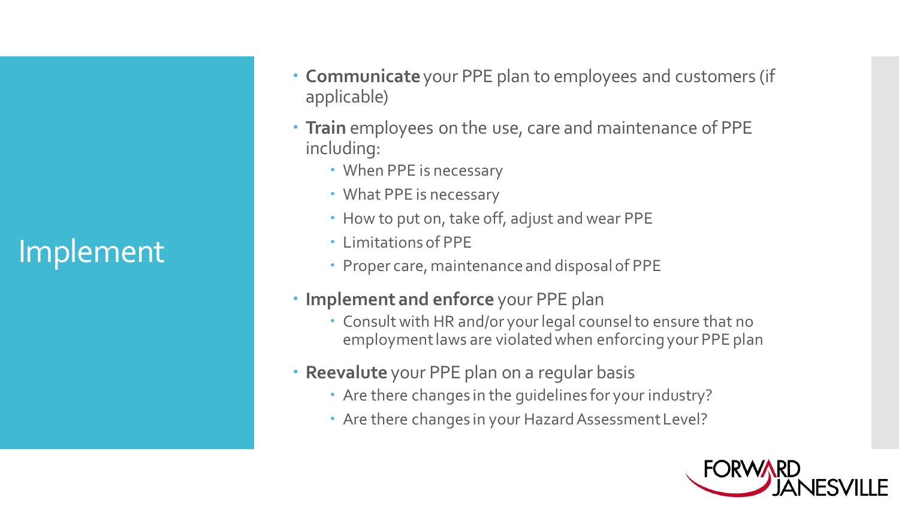# Implement

- **Communicate** your PPE plan to employees and customers (if applicable)
- **Train** employees on the use, care and maintenance of PPE including:
  - When PPE is necessary
  - What PPE is necessary
  - How to put on, take off, adjust and wear PPE
  - Limitations of PPE
  - Proper care, maintenance and disposal of PPE
- **Implement and enforce** your PPE plan
  - Consult with HR and/or your legal counsel to ensure that no employment laws are violated when enforcing your PPE plan
- **Reevalute** your PPE plan on a regular basis
  - Are there changes in the guidelines for your industry?
  - Are there changes in your Hazard Assessment Level?

FORWARD JANESVILLE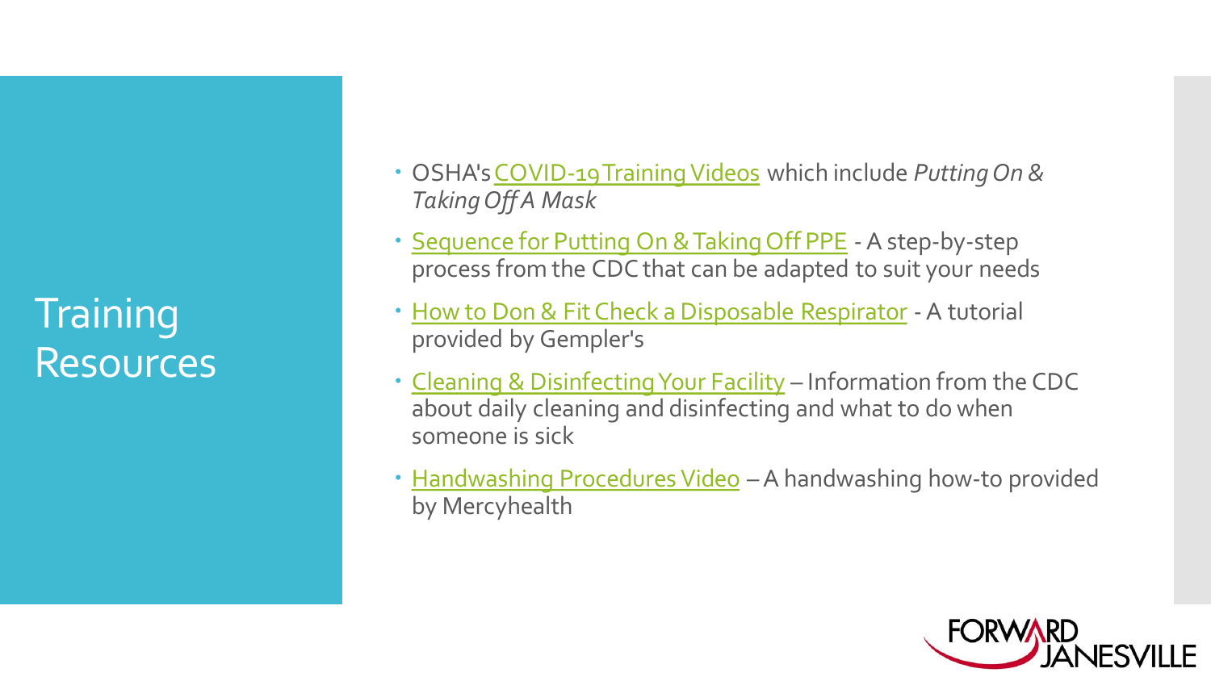# Training Resources

- OSHA's COVID-19 Training Videos which include *Putting On & Taking Off A Mask*
- Sequence for Putting On & Taking Off PPE - A step-by-step process from the CDC that can be adapted to suit your needs
- How to Don & Fit Check a Disposable Respirator - A tutorial provided by Gempler's
- Cleaning & Disinfecting Your Facility – Information from the CDC about daily cleaning and disinfecting and what to do when someone is sick
- Handwashing Procedures Video – A handwashing how-to provided by Mercyhealth

FORWARD JANESVILLE